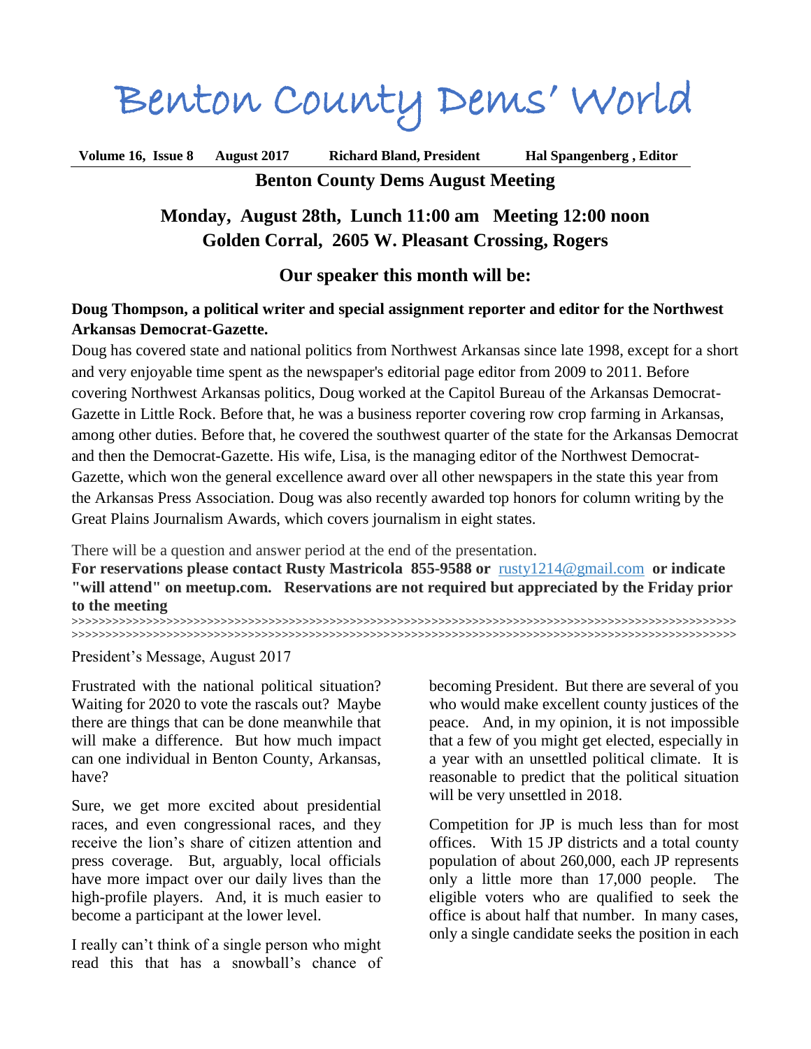# Benton County Dems' World

**Volume 16, Issue 8 August 2017 Richard Bland, President Hal Spangenberg , Editor**

## Benton County Dems August Meeting

### Monday, August 28th, Lunch 11:00 am Meeting 12:00 noon
### Golden Corral, 2605 W. Pleasant Crossing, Rogers

### Our speaker this month will be:

**Doug Thompson, a political writer and special assignment reporter and editor for the Northwest Arkansas Democrat-Gazette.**

Doug has covered state and national politics from Northwest Arkansas since late 1998, except for a short and very enjoyable time spent as the newspaper's editorial page editor from 2009 to 2011. Before covering Northwest Arkansas politics, Doug worked at the Capitol Bureau of the Arkansas Democrat-Gazette in Little Rock. Before that, he was a business reporter covering row crop farming in Arkansas, among other duties. Before that, he covered the southwest quarter of the state for the Arkansas Democrat and then the Democrat-Gazette. His wife, Lisa, is the managing editor of the Northwest Democrat-Gazette, which won the general excellence award over all other newspapers in the state this year from the Arkansas Press Association. Doug was also recently awarded top honors for column writing by the Great Plains Journalism Awards, which covers journalism in eight states.

There will be a question and answer period at the end of the presentation.

**For reservations please contact Rusty Mastricola 855-9588 or** rusty1214@gmail.com **or indicate "will attend" on meetup.com. Reservations are not required but appreciated by the Friday prior to the meeting**

>>>>>>>>>>>>>>>>>>>>>>>>>>>>>>>>>>>>>>>>>>>>>>>>>>>>>>>>>>>>>>>>>>>>>>>>>>>>>>>>>>>>>>>>>>>>>>>>>>>>>>>>>>>>

President's Message, August 2017

Frustrated with the national political situation? Waiting for 2020 to vote the rascals out? Maybe there are things that can be done meanwhile that will make a difference. But how much impact can one individual in Benton County, Arkansas, have?

Sure, we get more excited about presidential races, and even congressional races, and they receive the lion's share of citizen attention and press coverage. But, arguably, local officials have more impact over our daily lives than the high-profile players. And, it is much easier to become a participant at the lower level.

I really can't think of a single person who might read this that has a snowball's chance of becoming President. But there are several of you who would make excellent county justices of the peace. And, in my opinion, it is not impossible that a few of you might get elected, especially in a year with an unsettled political climate. It is reasonable to predict that the political situation will be very unsettled in 2018.

Competition for JP is much less than for most offices. With 15 JP districts and a total county population of about 260,000, each JP represents only a little more than 17,000 people. The eligible voters who are qualified to seek the office is about half that number. In many cases, only a single candidate seeks the position in each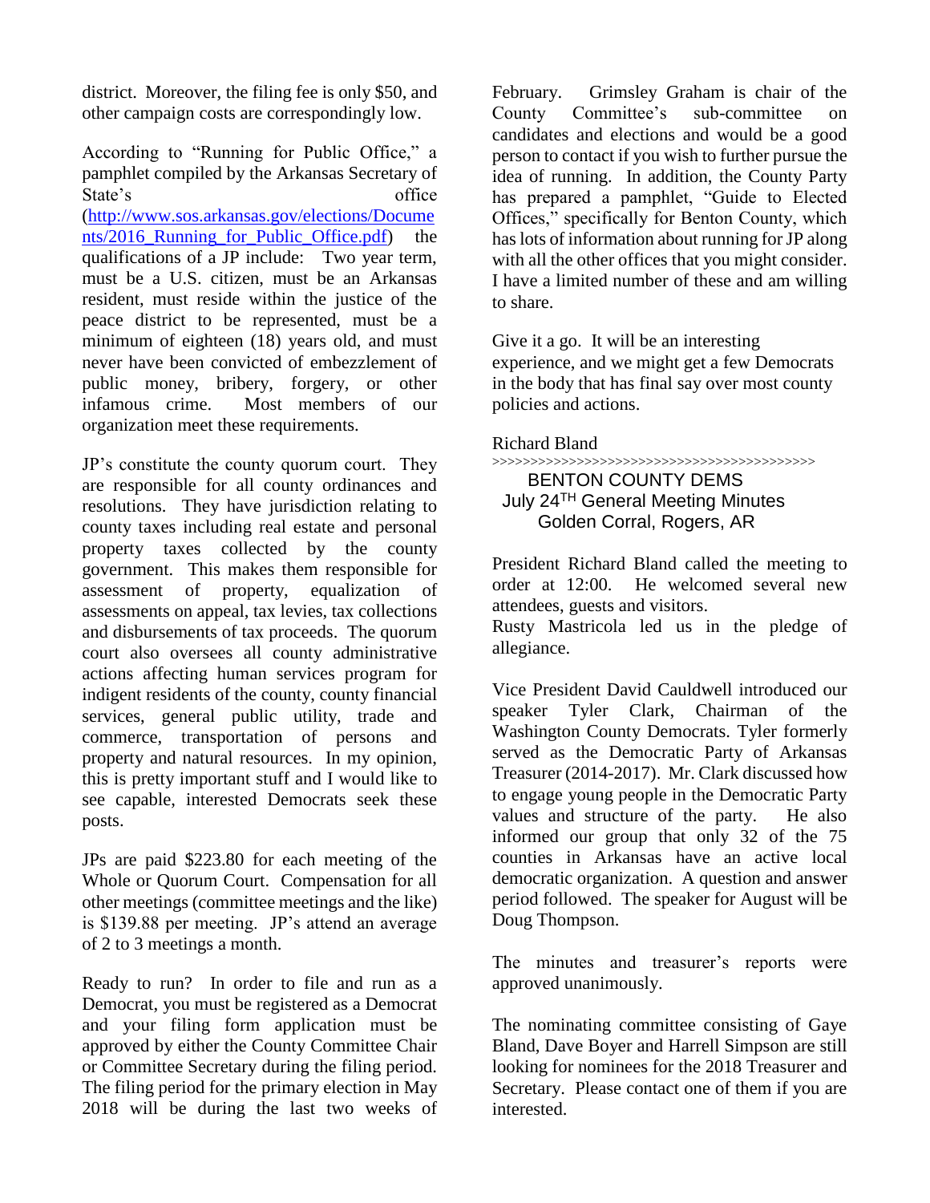district. Moreover, the filing fee is only $50, and other campaign costs are correspondingly low.

According to "Running for Public Office," a pamphlet compiled by the Arkansas Secretary of State's office (http://www.sos.arkansas.gov/elections/Documents/2016_Running_for_Public_Office.pdf) the qualifications of a JP include: Two year term, must be a U.S. citizen, must be an Arkansas resident, must reside within the justice of the peace district to be represented, must be a minimum of eighteen (18) years old, and must never have been convicted of embezzlement of public money, bribery, forgery, or other infamous crime. Most members of our organization meet these requirements.

JP's constitute the county quorum court. They are responsible for all county ordinances and resolutions. They have jurisdiction relating to county taxes including real estate and personal property taxes collected by the county government. This makes them responsible for assessment of property, equalization of assessments on appeal, tax levies, tax collections and disbursements of tax proceeds. The quorum court also oversees all county administrative actions affecting human services program for indigent residents of the county, county financial services, general public utility, trade and commerce, transportation of persons and property and natural resources. In my opinion, this is pretty important stuff and I would like to see capable, interested Democrats seek these posts.

JPs are paid $223.80 for each meeting of the Whole or Quorum Court. Compensation for all other meetings (committee meetings and the like) is $139.88 per meeting. JP's attend an average of 2 to 3 meetings a month.

Ready to run? In order to file and run as a Democrat, you must be registered as a Democrat and your filing form application must be approved by either the County Committee Chair or Committee Secretary during the filing period. The filing period for the primary election in May 2018 will be during the last two weeks of February. Grimsley Graham is chair of the County Committee's sub-committee on candidates and elections and would be a good person to contact if you wish to further pursue the idea of running. In addition, the County Party has prepared a pamphlet, "Guide to Elected Offices," specifically for Benton County, which has lots of information about running for JP along with all the other offices that you might consider. I have a limited number of these and am willing to share.

Give it a go. It will be an interesting experience, and we might get a few Democrats in the body that has final say over most county policies and actions.

Richard Bland

>>>>>>>>>>>>>>>>>>>>>>>>>>>>>>>>>>>>>>>>>>>>

## BENTON COUNTY DEMS
## July 24TH General Meeting Minutes
## Golden Corral, Rogers, AR

President Richard Bland called the meeting to order at 12:00. He welcomed several new attendees, guests and visitors.
Rusty Mastricola led us in the pledge of allegiance.

Vice President David Cauldwell introduced our speaker Tyler Clark, Chairman of the Washington County Democrats. Tyler formerly served as the Democratic Party of Arkansas Treasurer (2014-2017). Mr. Clark discussed how to engage young people in the Democratic Party values and structure of the party. He also informed our group that only 32 of the 75 counties in Arkansas have an active local democratic organization. A question and answer period followed. The speaker for August will be Doug Thompson.

The minutes and treasurer's reports were approved unanimously.

The nominating committee consisting of Gaye Bland, Dave Boyer and Harrell Simpson are still looking for nominees for the 2018 Treasurer and Secretary. Please contact one of them if you are interested.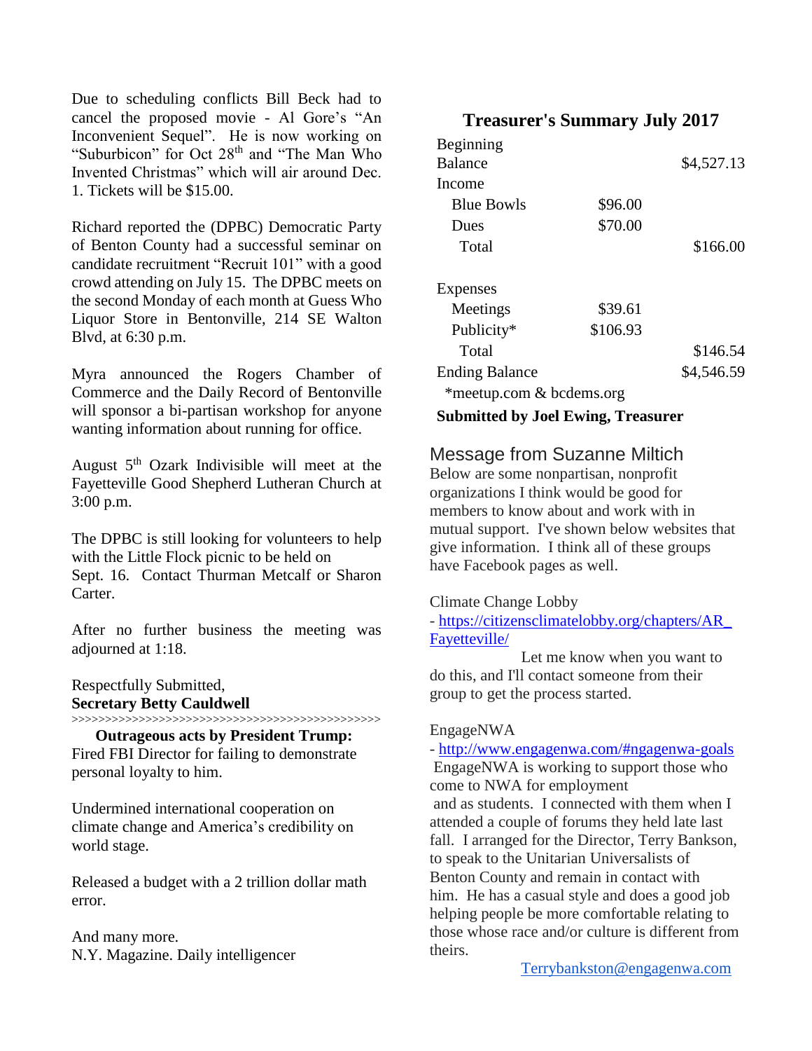Due to scheduling conflicts Bill Beck had to cancel the proposed movie - Al Gore's "An Inconvenient Sequel". He is now working on "Suburbicon" for Oct 28th and "The Man Who Invented Christmas" which will air around Dec. 1. Tickets will be $15.00.

Richard reported the (DPBC) Democratic Party of Benton County had a successful seminar on candidate recruitment "Recruit 101" with a good crowd attending on July 15. The DPBC meets on the second Monday of each month at Guess Who Liquor Store in Bentonville, 214 SE Walton Blvd, at 6:30 p.m.

Myra announced the Rogers Chamber of Commerce and the Daily Record of Bentonville will sponsor a bi-partisan workshop for anyone wanting information about running for office.

August 5th Ozark Indivisible will meet at the Fayetteville Good Shepherd Lutheran Church at 3:00 p.m.

The DPBC is still looking for volunteers to help with the Little Flock picnic to be held on Sept. 16. Contact Thurman Metcalf or Sharon Carter.

After no further business the meeting was adjourned at 1:18.

Respectfully Submitted,
**Secretary Betty Cauldwell**

>>>>>>>>>>>>>>>>>>>>>>>>>>>>>>>>>>>>>>>>>>>>>>

**Outrageous acts by President Trump:**
Fired FBI Director for failing to demonstrate personal loyalty to him.

Undermined international cooperation on climate change and America's credibility on world stage.

Released a budget with a 2 trillion dollar math error.

And many more.
N.Y. Magazine. Daily intelligencer

## Treasurer's Summary July 2017

| | | |
|---|---|---|
| Beginning Balance | | $4,527.13 |
| Income | | |
| Blue Bowls | $96.00 | |
| Dues | $70.00 | |
| Total | | $166.00 |
| | | |
| Expenses | | |
| Meetings | $39.61 | |
| Publicity* | $106.93 | |
| Total | | $146.54 |
| Ending Balance | | $4,546.59 |

*meetup.com & bcdems.org

**Submitted by Joel Ewing, Treasurer**

## Message from Suzanne Miltich

Below are some nonpartisan, nonprofit organizations I think would be good for members to know about and work with in mutual support. I've shown below websites that give information. I think all of these groups have Facebook pages as well.

Climate Change Lobby
- https://citizensclimatelobby.org/chapters/AR_Fayetteville/

Let me know when you want to do this, and I'll contact someone from their group to get the process started.

EngageNWA
- http://www.engagenwa.com/#ngagenwa-goals

EngageNWA is working to support those who come to NWA for employment and as students. I connected with them when I attended a couple of forums they held late last fall. I arranged for the Director, Terry Bankson, to speak to the Unitarian Universalists of Benton County and remain in contact with him. He has a casual style and does a good job helping people be more comfortable relating to those whose race and/or culture is different from theirs.

Terrybankston@engagenwa.com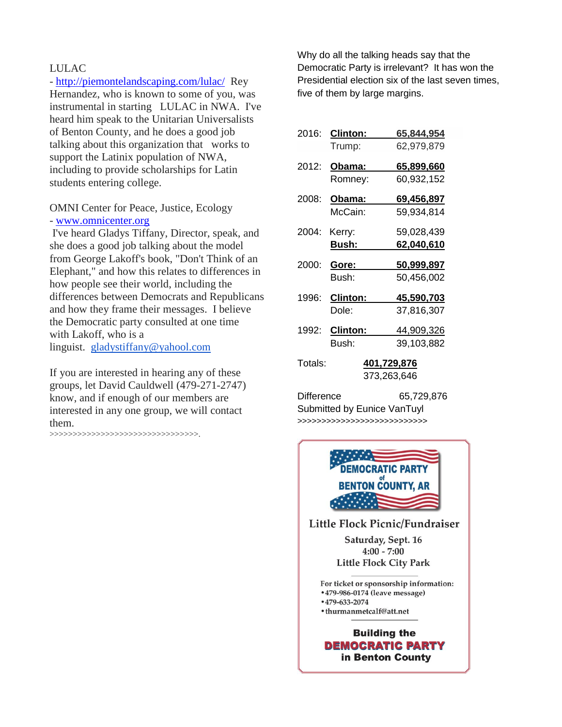LULAC
- http://piemontelandscaping.com/lulac/ Rey Hernandez, who is known to some of you, was instrumental in starting LULAC in NWA. I've heard him speak to the Unitarian Universalists of Benton County, and he does a good job talking about this organization that works to support the Latinix population of NWA, including to provide scholarships for Latin students entering college.

OMNI Center for Peace, Justice, Ecology
- www.omnicenter.org
I've heard Gladys Tiffany, Director, speak, and she does a good job talking about the model from George Lakoff's book, "Don't Think of an Elephant," and how this relates to differences in how people see their world, including the differences between Democrats and Republicans and how they frame their messages. I believe the Democratic party consulted at one time with Lakoff, who is a linguist. gladystiffany@yahool.com

If you are interested in hearing any of these groups, let David Cauldwell (479-271-2747) know, and if enough of our members are interested in any one group, we will contact them.

>>>>>>>>>>>>>>>>>>>>>>>>>>>>>>>>>>.

Why do all the talking heads say that the Democratic Party is irrelevant? It has won the Presidential election six of the last seven times, five of them by large margins.

| Year | Candidate | Votes |
|---|---|---|
| 2016: | **Clinton:** | **65,844,954** |
| | Trump: | 62,979,879 |
| 2012: | **Obama:** | **65,899,660** |
| | Romney: | 60,932,152 |
| 2008: | **Obama:** | **69,456,897** |
| | McCain: | 59,934,814 |
| 2004: | Kerry: | 59,028,439 |
| | **Bush:** | **62,040,610** |
| 2000: | **Gore:** | **50,999,897** |
| | Bush: | 50,456,002 |
| 1996: | **Clinton:** | **45,590,703** |
| | Dole: | 37,816,307 |
| 1992: | **Clinton:** | 44,909,326 |
| | Bush: | 39,103,882 |
| Totals: | | **401,729,876** |
| | | 373,263,646 |
| Difference | | 65,729,876 |

Submitted by Eunice VanTuyl

>>>>>>>>>>>>>>>>>>>>>>>>>>>>

**DEMOCRATIC PARTY of BENTON COUNTY, AR**

**Little Flock Picnic/Fundraiser**

**Saturday, Sept. 16**
**4:00 - 7:00**
**Little Flock City Park**

For ticket or sponsorship information:
- 479-986-0174 (leave message)
- 479-633-2074
- thurmanmetcalf@att.net

**Building the DEMOCRATIC PARTY in Benton County**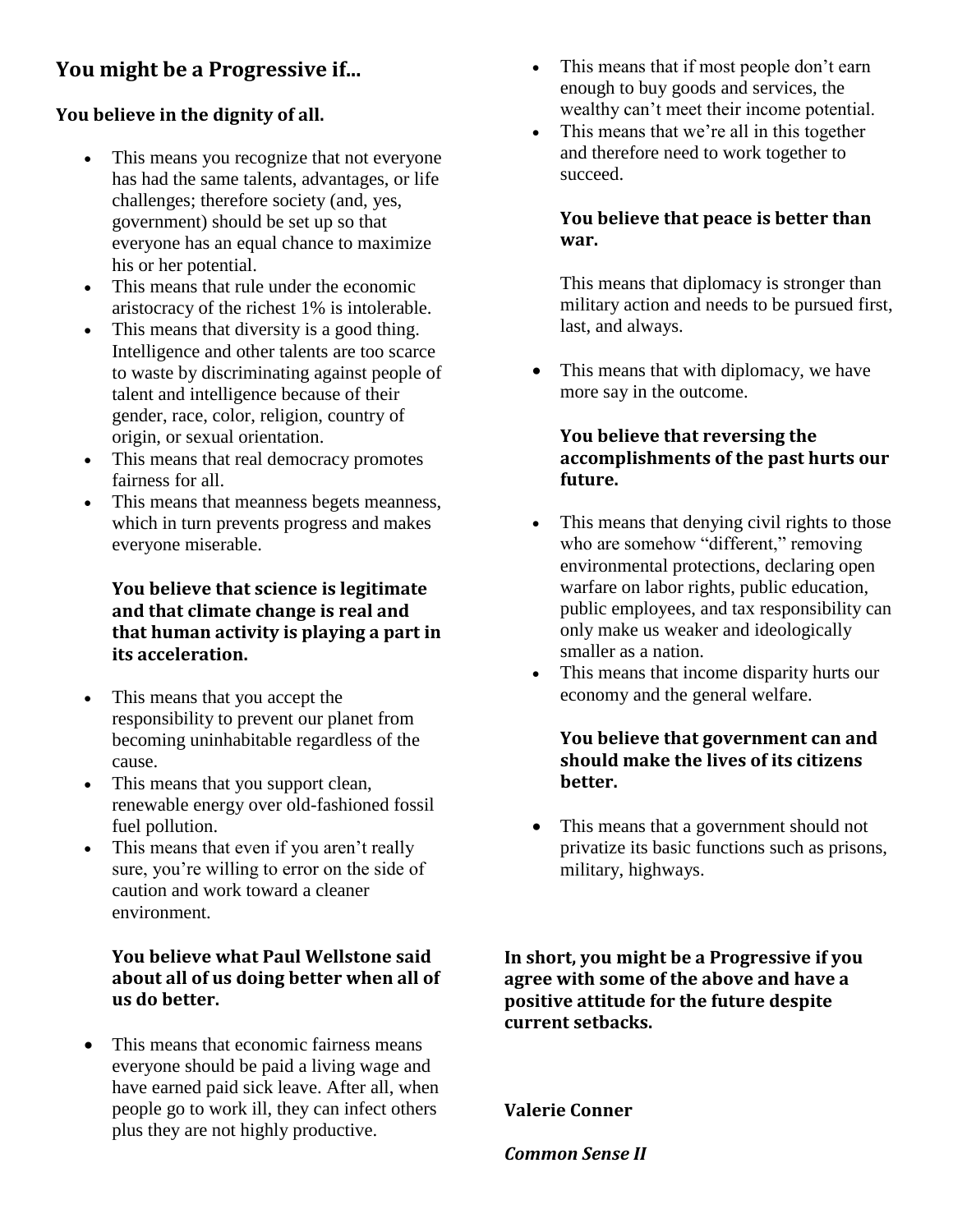## You might be a Progressive if...

**You believe in the dignity of all.**

- This means you recognize that not everyone has had the same talents, advantages, or life challenges; therefore society (and, yes, government) should be set up so that everyone has an equal chance to maximize his or her potential.
- This means that rule under the economic aristocracy of the richest 1% is intolerable.
- This means that diversity is a good thing. Intelligence and other talents are too scarce to waste by discriminating against people of talent and intelligence because of their gender, race, color, religion, country of origin, or sexual orientation.
- This means that real democracy promotes fairness for all.
- This means that meanness begets meanness, which in turn prevents progress and makes everyone miserable.

**You believe that science is legitimate and that climate change is real and that human activity is playing a part in its acceleration.**

- This means that you accept the responsibility to prevent our planet from becoming uninhabitable regardless of the cause.
- This means that you support clean, renewable energy over old-fashioned fossil fuel pollution.
- This means that even if you aren't really sure, you're willing to error on the side of caution and work toward a cleaner environment.

**You believe what Paul Wellstone said about all of us doing better when all of us do better.**

- This means that economic fairness means everyone should be paid a living wage and have earned paid sick leave. After all, when people go to work ill, they can infect others plus they are not highly productive.
- This means that if most people don't earn enough to buy goods and services, the wealthy can't meet their income potential.
- This means that we're all in this together and therefore need to work together to succeed.

**You believe that peace is better than war.**

This means that diplomacy is stronger than military action and needs to be pursued first, last, and always.

- This means that with diplomacy, we have more say in the outcome.

**You believe that reversing the accomplishments of the past hurts our future.**

- This means that denying civil rights to those who are somehow "different," removing environmental protections, declaring open warfare on labor rights, public education, public employees, and tax responsibility can only make us weaker and ideologically smaller as a nation.
- This means that income disparity hurts our economy and the general welfare.

**You believe that government can and should make the lives of its citizens better.**

- This means that a government should not privatize its basic functions such as prisons, military, highways.

**In short, you might be a Progressive if you agree with some of the above and have a positive attitude for the future despite current setbacks.**

**Valerie Conner**

***Common Sense II***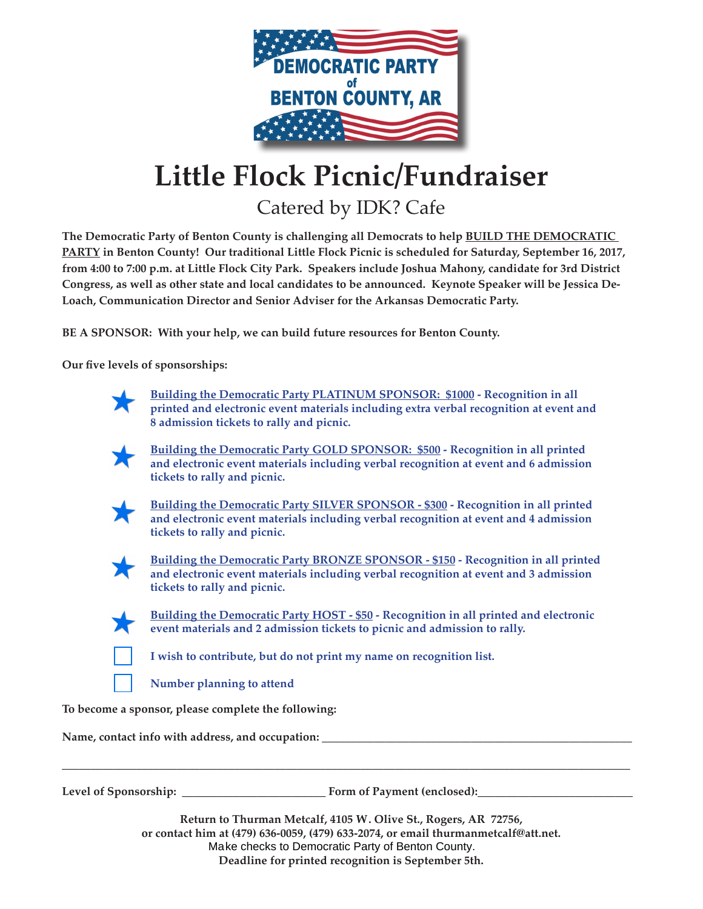DEMOCRATIC PARTY of BENTON COUNTY, AR

# Little Flock Picnic/Fundraiser

Catered by IDK? Cafe

**The Democratic Party of Benton County is challenging all Democrats to help BUILD THE DEMOCRATIC PARTY in Benton County! Our traditional Little Flock Picnic is scheduled for Saturday, September 16, 2017, from 4:00 to 7:00 p.m. at Little Flock City Park. Speakers include Joshua Mahony, candidate for 3rd District Congress, as well as other state and local candidates to be announced. Keynote Speaker will be Jessica DeLoach, Communication Director and Senior Adviser for the Arkansas Democratic Party.**

**BE A SPONSOR: With your help, we can build future resources for Benton County.**

**Our five levels of sponsorships:**

- ★ **Building the Democratic Party PLATINUM SPONSOR: $1000 - Recognition in all printed and electronic event materials including extra verbal recognition at event and 8 admission tickets to rally and picnic.**
- ★ **Building the Democratic Party GOLD SPONSOR: $500 - Recognition in all printed and electronic event materials including verbal recognition at event and 6 admission tickets to rally and picnic.**
- ★ **Building the Democratic Party SILVER SPONSOR - $300 - Recognition in all printed and electronic event materials including verbal recognition at event and 4 admission tickets to rally and picnic.**
- ★ **Building the Democratic Party BRONZE SPONSOR - $150 - Recognition in all printed and electronic event materials including verbal recognition at event and 3 admission tickets to rally and picnic.**
- ★ **Building the Democratic Party HOST - $50 - Recognition in all printed and electronic event materials and 2 admission tickets to picnic and admission to rally.**
- ☐ **I wish to contribute, but do not print my name on recognition list.**
- ☐ **Number planning to attend**

**To become a sponsor, please complete the following:**

**Name, contact info with address, and occupation:** ______________________________________________

________________________________________________________________________________

**Level of Sponsorship:** ____________________ **Form of Payment (enclosed):**____________________

**Return to Thurman Metcalf, 4105 W. Olive St., Rogers, AR 72756,**
**or contact him at (479) 636-0059, (479) 633-2074, or email thurmanmetcalf@att.net.**
Make checks to Democratic Party of Benton County.
**Deadline for printed recognition is September 5th.**